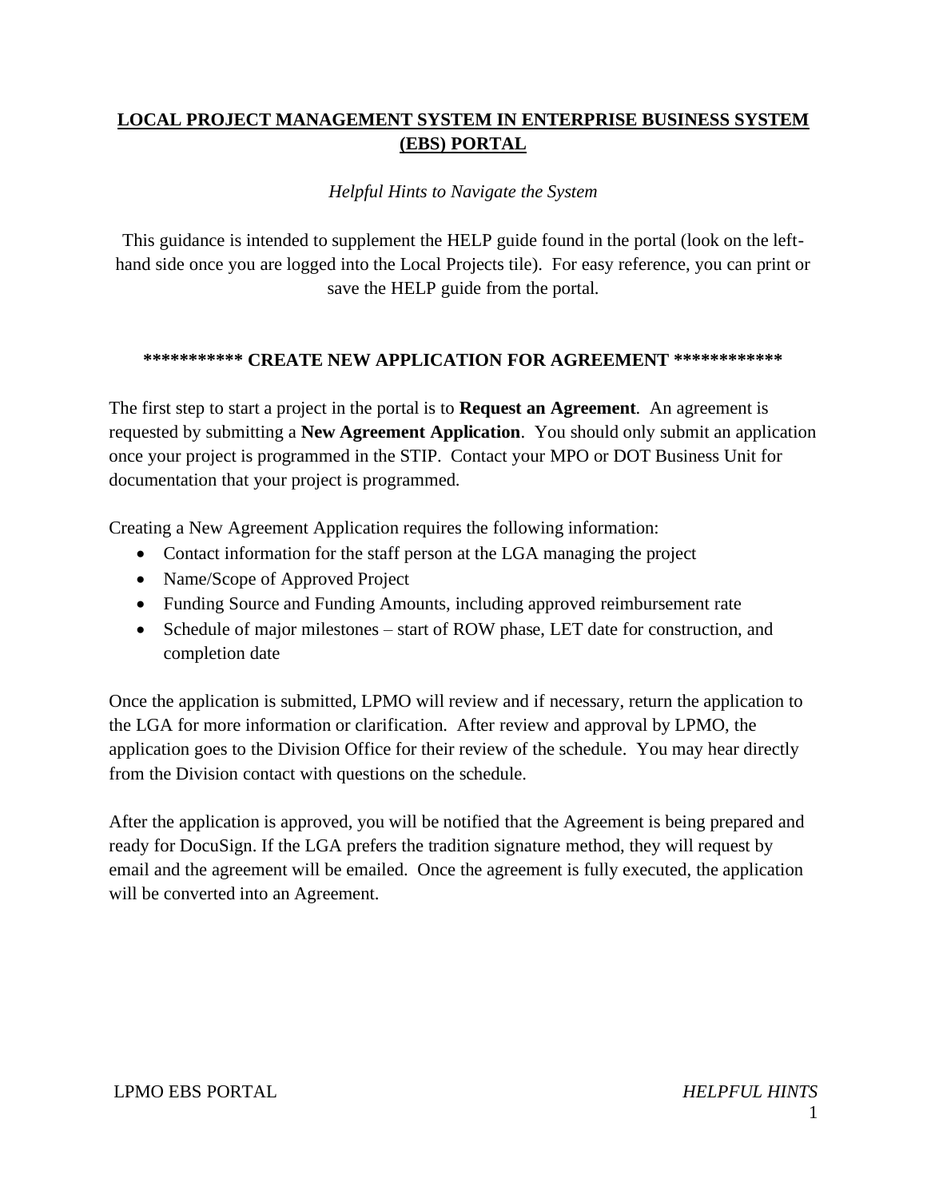# LOCAL PROJECT MANAGEMENT SYSTEM IN ENTERPRISE BUSINESS SYSTEM (EBS) PORTAL

*Helpful Hints to Navigate the System*

This guidance is intended to supplement the HELP guide found in the portal (look on the left-hand side once you are logged into the Local Projects tile). For easy reference, you can print or save the HELP guide from the portal.

## *********** CREATE NEW APPLICATION FOR AGREEMENT ************

The first step to start a project in the portal is to **Request an Agreement**. An agreement is requested by submitting a **New Agreement Application**. You should only submit an application once your project is programmed in the STIP. Contact your MPO or DOT Business Unit for documentation that your project is programmed.

Creating a New Agreement Application requires the following information:

- Contact information for the staff person at the LGA managing the project
- Name/Scope of Approved Project
- Funding Source and Funding Amounts, including approved reimbursement rate
- Schedule of major milestones – start of ROW phase, LET date for construction, and completion date

Once the application is submitted, LPMO will review and if necessary, return the application to the LGA for more information or clarification. After review and approval by LPMO, the application goes to the Division Office for their review of the schedule. You may hear directly from the Division contact with questions on the schedule.

After the application is approved, you will be notified that the Agreement is being prepared and ready for DocuSign. If the LGA prefers the tradition signature method, they will request by email and the agreement will be emailed. Once the agreement is fully executed, the application will be converted into an Agreement.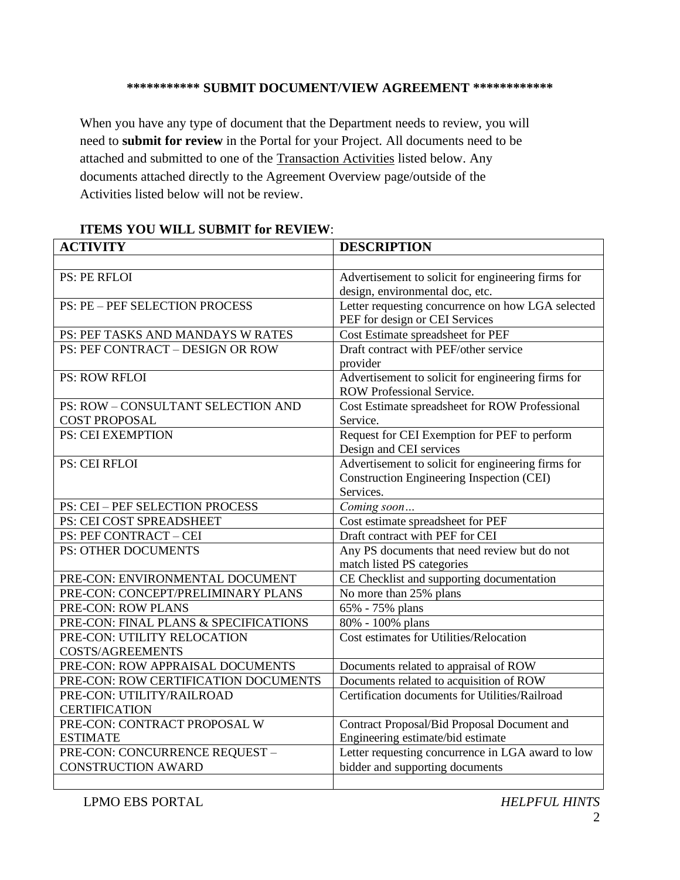**\*\*\*\*\*\*\*\*\*\*\* SUBMIT DOCUMENT/VIEW AGREEMENT \*\*\*\*\*\*\*\*\*\*\*\***

When you have any type of document that the Department needs to review, you will need to **submit for review** in the Portal for your Project. All documents need to be attached and submitted to one of the Transaction Activities listed below. Any documents attached directly to the Agreement Overview page/outside of the Activities listed below will not be review.

**ITEMS YOU WILL SUBMIT for REVIEW**:

| ACTIVITY | DESCRIPTION |
|---|---|
| | |
| PS: PE RFLOI | Advertisement to solicit for engineering firms for design, environmental doc, etc. |
| PS: PE – PEF SELECTION PROCESS | Letter requesting concurrence on how LGA selected PEF for design or CEI Services |
| PS: PEF TASKS AND MANDAYS W RATES | Cost Estimate spreadsheet for PEF |
| PS: PEF CONTRACT – DESIGN OR ROW | Draft contract with PEF/other service provider |
| PS: ROW RFLOI | Advertisement to solicit for engineering firms for ROW Professional Service. |
| PS: ROW – CONSULTANT SELECTION AND COST PROPOSAL | Cost Estimate spreadsheet for ROW Professional Service. |
| PS: CEI EXEMPTION | Request for CEI Exemption for PEF to perform Design and CEI services |
| PS: CEI RFLOI | Advertisement to solicit for engineering firms for Construction Engineering Inspection (CEI) Services. |
| PS: CEI – PEF SELECTION PROCESS | *Coming soon…* |
| PS: CEI COST SPREADSHEET | Cost estimate spreadsheet for PEF |
| PS: PEF CONTRACT – CEI | Draft contract with PEF for CEI |
| PS: OTHER DOCUMENTS | Any PS documents that need review but do not match listed PS categories |
| PRE-CON: ENVIRONMENTAL DOCUMENT | CE Checklist and supporting documentation |
| PRE-CON: CONCEPT/PRELIMINARY PLANS | No more than 25% plans |
| PRE-CON: ROW PLANS | 65% - 75% plans |
| PRE-CON: FINAL PLANS & SPECIFICATIONS | 80% - 100% plans |
| PRE-CON: UTILITY RELOCATION COSTS/AGREEMENTS | Cost estimates for Utilities/Relocation |
| PRE-CON: ROW APPRAISAL DOCUMENTS | Documents related to appraisal of ROW |
| PRE-CON: ROW CERTIFICATION DOCUMENTS | Documents related to acquisition of ROW |
| PRE-CON: UTILITY/RAILROAD CERTIFICATION | Certification documents for Utilities/Railroad |
| PRE-CON: CONTRACT PROPOSAL W ESTIMATE | Contract Proposal/Bid Proposal Document and Engineering estimate/bid estimate |
| PRE-CON: CONCURRENCE REQUEST – CONSTRUCTION AWARD | Letter requesting concurrence in LGA award to low bidder and supporting documents |
| | |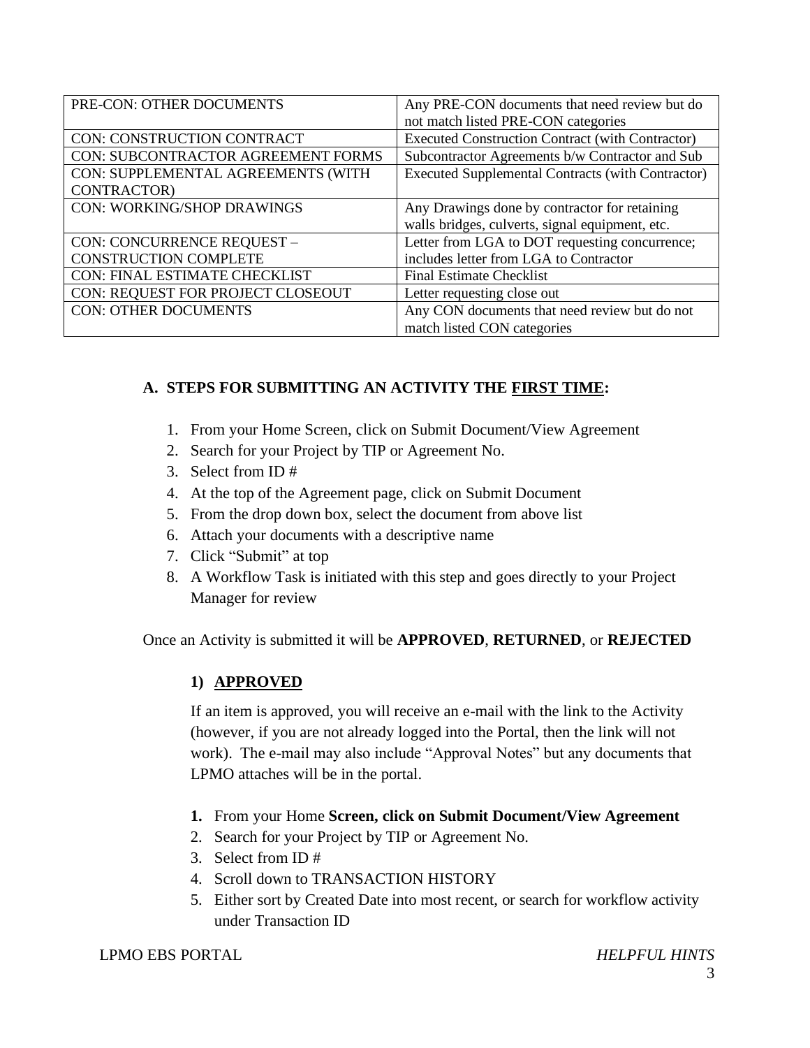| PRE-CON: OTHER DOCUMENTS | Any PRE-CON documents that need review but do not match listed PRE-CON categories |
| --- | --- |
| CON: CONSTRUCTION CONTRACT | Executed Construction Contract (with Contractor) |
| CON: SUBCONTRACTOR AGREEMENT FORMS | Subcontractor Agreements b/w Contractor and Sub |
| CON: SUPPLEMENTAL AGREEMENTS (WITH CONTRACTOR) | Executed Supplemental Contracts (with Contractor) |
| CON: WORKING/SHOP DRAWINGS | Any Drawings done by contractor for retaining walls bridges, culverts, signal equipment, etc. |
| CON: CONCURRENCE REQUEST – CONSTRUCTION COMPLETE | Letter from LGA to DOT requesting concurrence; includes letter from LGA to Contractor |
| CON: FINAL ESTIMATE CHECKLIST | Final Estimate Checklist |
| CON: REQUEST FOR PROJECT CLOSEOUT | Letter requesting close out |
| CON: OTHER DOCUMENTS | Any CON documents that need review but do not match listed CON categories |

## A. STEPS FOR SUBMITTING AN ACTIVITY THE FIRST TIME:

1. From your Home Screen, click on Submit Document/View Agreement
2. Search for your Project by TIP or Agreement No.
3. Select from ID #
4. At the top of the Agreement page, click on Submit Document
5. From the drop down box, select the document from above list
6. Attach your documents with a descriptive name
7. Click "Submit" at top
8. A Workflow Task is initiated with this step and goes directly to your Project Manager for review

Once an Activity is submitted it will be **APPROVED**, **RETURNED**, or **REJECTED**

### 1) APPROVED

If an item is approved, you will receive an e-mail with the link to the Activity (however, if you are not already logged into the Portal, then the link will not work). The e-mail may also include "Approval Notes" but any documents that LPMO attaches will be in the portal.

1. From your Home **Screen, click on Submit Document/View Agreement**
2. Search for your Project by TIP or Agreement No.
3. Select from ID #
4. Scroll down to TRANSACTION HISTORY
5. Either sort by Created Date into most recent, or search for workflow activity under Transaction ID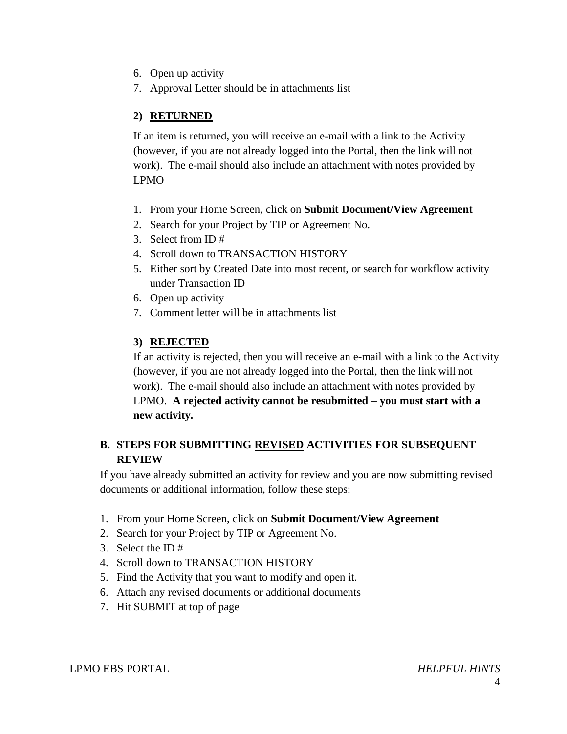6. Open up activity
7. Approval Letter should be in attachments list

### 2) RETURNED

If an item is returned, you will receive an e-mail with a link to the Activity (however, if you are not already logged into the Portal, then the link will not work). The e-mail should also include an attachment with notes provided by LPMO

1. From your Home Screen, click on **Submit Document/View Agreement**
2. Search for your Project by TIP or Agreement No.
3. Select from ID #
4. Scroll down to TRANSACTION HISTORY
5. Either sort by Created Date into most recent, or search for workflow activity under Transaction ID
6. Open up activity
7. Comment letter will be in attachments list

### 3) REJECTED

If an activity is rejected, then you will receive an e-mail with a link to the Activity (however, if you are not already logged into the Portal, then the link will not work). The e-mail should also include an attachment with notes provided by LPMO. **A rejected activity cannot be resubmitted – you must start with a new activity.**

## B. STEPS FOR SUBMITTING REVISED ACTIVITIES FOR SUBSEQUENT REVIEW

If you have already submitted an activity for review and you are now submitting revised documents or additional information, follow these steps:

1. From your Home Screen, click on **Submit Document/View Agreement**
2. Search for your Project by TIP or Agreement No.
3. Select the ID #
4. Scroll down to TRANSACTION HISTORY
5. Find the Activity that you want to modify and open it.
6. Attach any revised documents or additional documents
7. Hit SUBMIT at top of page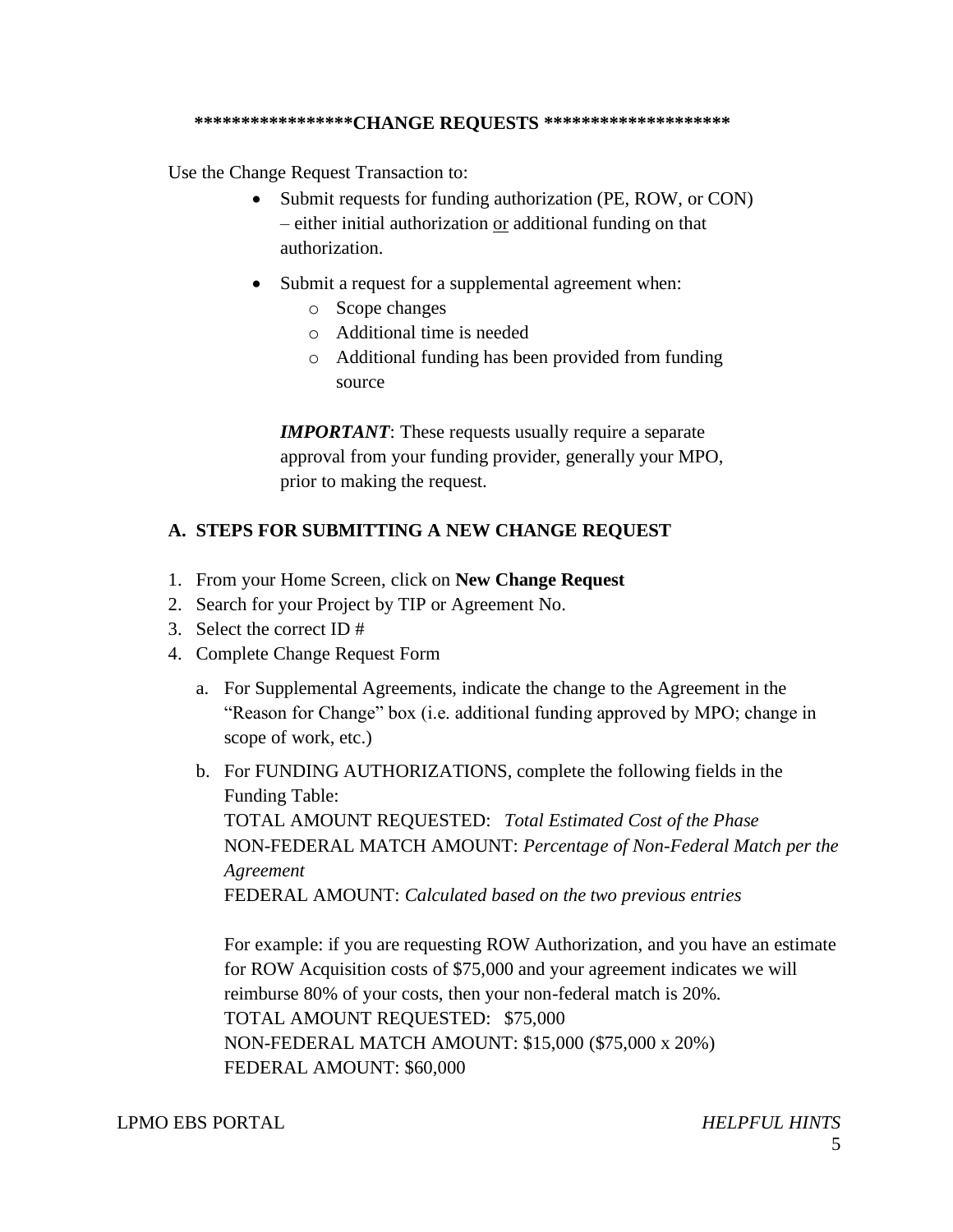**\*\*\*\*\*\*\*\*\*\*\*\*\*\*\*\*CHANGE REQUESTS \*\*\*\*\*\*\*\*\*\*\*\*\*\*\*\*\*\*\*\***

Use the Change Request Transaction to:

- Submit requests for funding authorization (PE, ROW, or CON) – either initial authorization <u>or</u> additional funding on that authorization.
- Submit a request for a supplemental agreement when:
  - Scope changes
  - Additional time is needed
  - Additional funding has been provided from funding source

  ***IMPORTANT***: These requests usually require a separate approval from your funding provider, generally your MPO, prior to making the request.

## A. STEPS FOR SUBMITTING A NEW CHANGE REQUEST

1. From your Home Screen, click on **New Change Request**
2. Search for your Project by TIP or Agreement No.
3. Select the correct ID #
4. Complete Change Request Form
   a. For Supplemental Agreements, indicate the change to the Agreement in the "Reason for Change" box (i.e. additional funding approved by MPO; change in scope of work, etc.)
   b. For FUNDING AUTHORIZATIONS, complete the following fields in the Funding Table:
      TOTAL AMOUNT REQUESTED: *Total Estimated Cost of the Phase*
      NON-FEDERAL MATCH AMOUNT: *Percentage of Non-Federal Match per the Agreement*
      FEDERAL AMOUNT: *Calculated based on the two previous entries*

      For example: if you are requesting ROW Authorization, and you have an estimate for ROW Acquisition costs of $75,000 and your agreement indicates we will reimburse 80% of your costs, then your non-federal match is 20%.
      TOTAL AMOUNT REQUESTED: $75,000
      NON-FEDERAL MATCH AMOUNT: $15,000 ($75,000 x 20%)
      FEDERAL AMOUNT: $60,000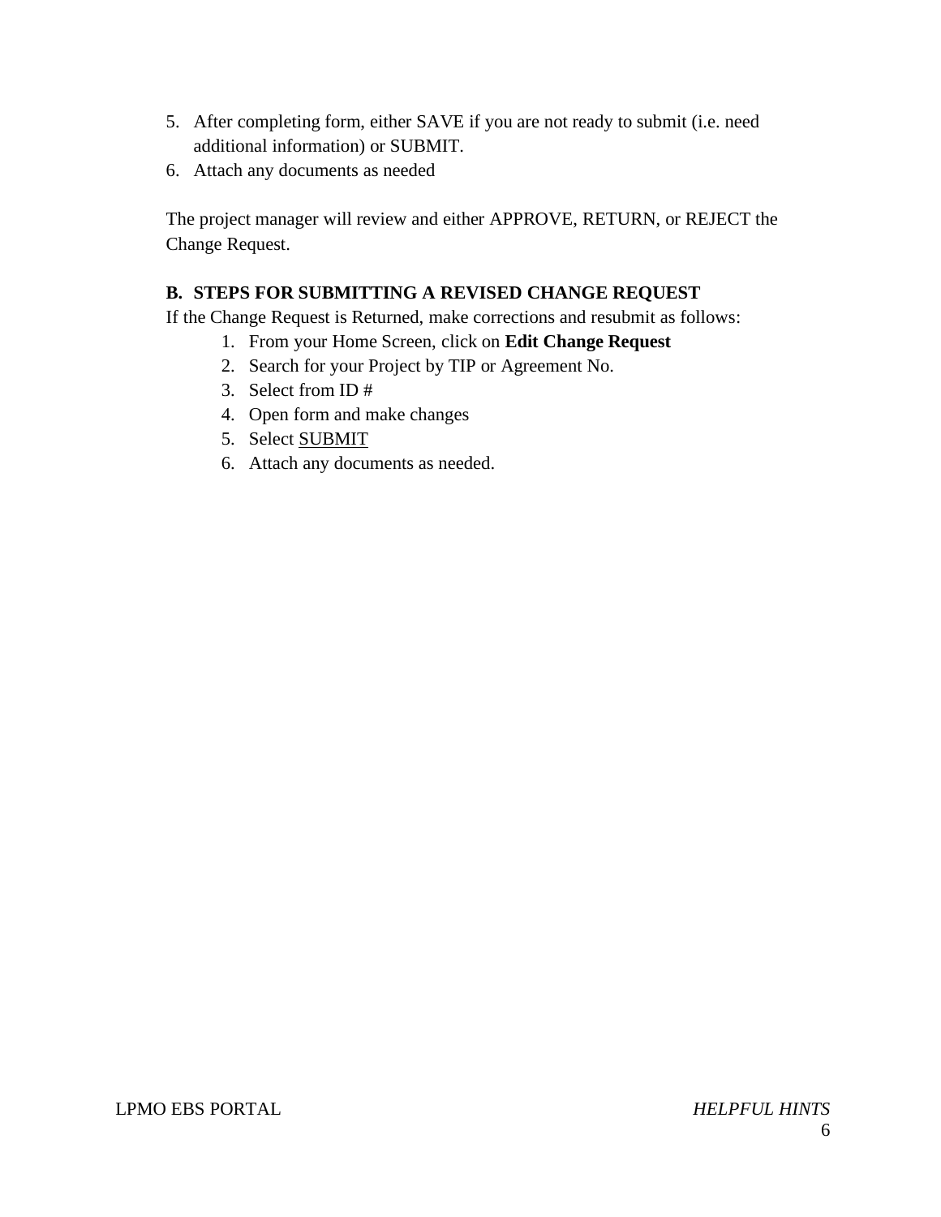5. After completing form, either SAVE if you are not ready to submit (i.e. need additional information) or SUBMIT.
6. Attach any documents as needed

The project manager will review and either APPROVE, RETURN, or REJECT the Change Request.

### B. STEPS FOR SUBMITTING A REVISED CHANGE REQUEST

If the Change Request is Returned, make corrections and resubmit as follows:

1. From your Home Screen, click on **Edit Change Request**
2. Search for your Project by TIP or Agreement No.
3. Select from ID #
4. Open form and make changes
5. Select <u>SUBMIT</u>
6. Attach any documents as needed.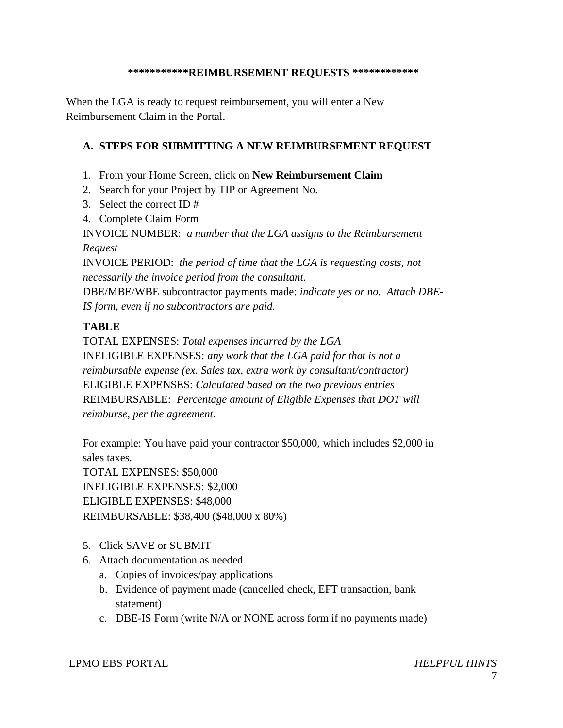**\*\*\*\*\*\*\*\*\*\*\*REIMBURSEMENT REQUESTS \*\*\*\*\*\*\*\*\*\*\*\***

When the LGA is ready to request reimbursement, you will enter a New Reimbursement Claim in the Portal.

## A. STEPS FOR SUBMITTING A NEW REIMBURSEMENT REQUEST

1. From your Home Screen, click on **New Reimbursement Claim**
2. Search for your Project by TIP or Agreement No.
3. Select the correct ID #
4. Complete Claim Form

   INVOICE NUMBER: *a number that the LGA assigns to the Reimbursement Request*

   INVOICE PERIOD: *the period of time that the LGA is requesting costs, not necessarily the invoice period from the consultant.*

   DBE/MBE/WBE subcontractor payments made: *indicate yes or no. Attach DBE-IS form, even if no subcontractors are paid.*

   **TABLE**

   TOTAL EXPENSES: *Total expenses incurred by the LGA*

   INELIGIBLE EXPENSES: *any work that the LGA paid for that is not a reimbursable expense (ex. Sales tax, extra work by consultant/contractor)*

   ELIGIBLE EXPENSES: *Calculated based on the two previous entries*

   REIMBURSABLE: *Percentage amount of Eligible Expenses that DOT will reimburse, per the agreement*.

   For example: You have paid your contractor $50,000, which includes $2,000 in sales taxes.

   TOTAL EXPENSES: $50,000

   INELIGIBLE EXPENSES: $2,000

   ELIGIBLE EXPENSES: $48,000

   REIMBURSABLE: $38,400 ($48,000 x 80%)

5. Click SAVE or SUBMIT
6. Attach documentation as needed
   a. Copies of invoices/pay applications
   b. Evidence of payment made (cancelled check, EFT transaction, bank statement)
   c. DBE-IS Form (write N/A or NONE across form if no payments made)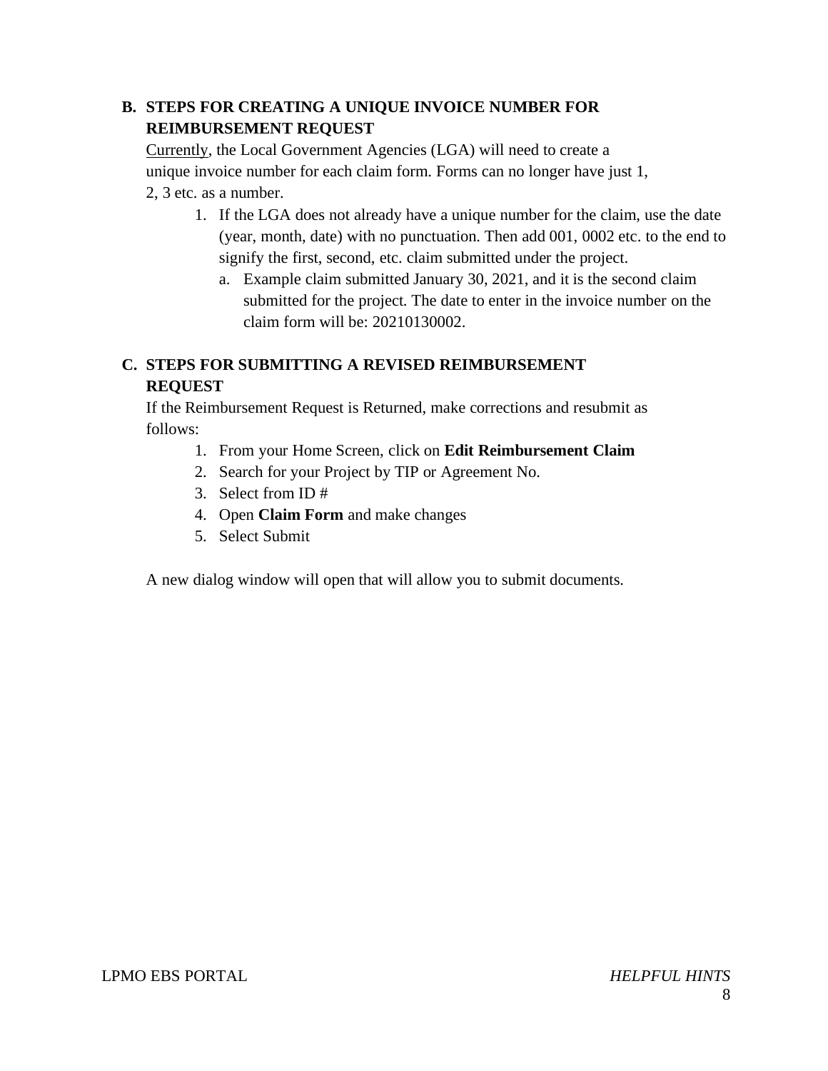## B. STEPS FOR CREATING A UNIQUE INVOICE NUMBER FOR REIMBURSEMENT REQUEST

Currently, the Local Government Agencies (LGA) will need to create a unique invoice number for each claim form. Forms can no longer have just 1, 2, 3 etc. as a number.

1. If the LGA does not already have a unique number for the claim, use the date (year, month, date) with no punctuation. Then add 001, 0002 etc. to the end to signify the first, second, etc. claim submitted under the project.
   a. Example claim submitted January 30, 2021, and it is the second claim submitted for the project. The date to enter in the invoice number on the claim form will be: 20210130002.

## C. STEPS FOR SUBMITTING A REVISED REIMBURSEMENT REQUEST

If the Reimbursement Request is Returned, make corrections and resubmit as follows:

1. From your Home Screen, click on **Edit Reimbursement Claim**
2. Search for your Project by TIP or Agreement No.
3. Select from ID #
4. Open **Claim Form** and make changes
5. Select Submit

A new dialog window will open that will allow you to submit documents.